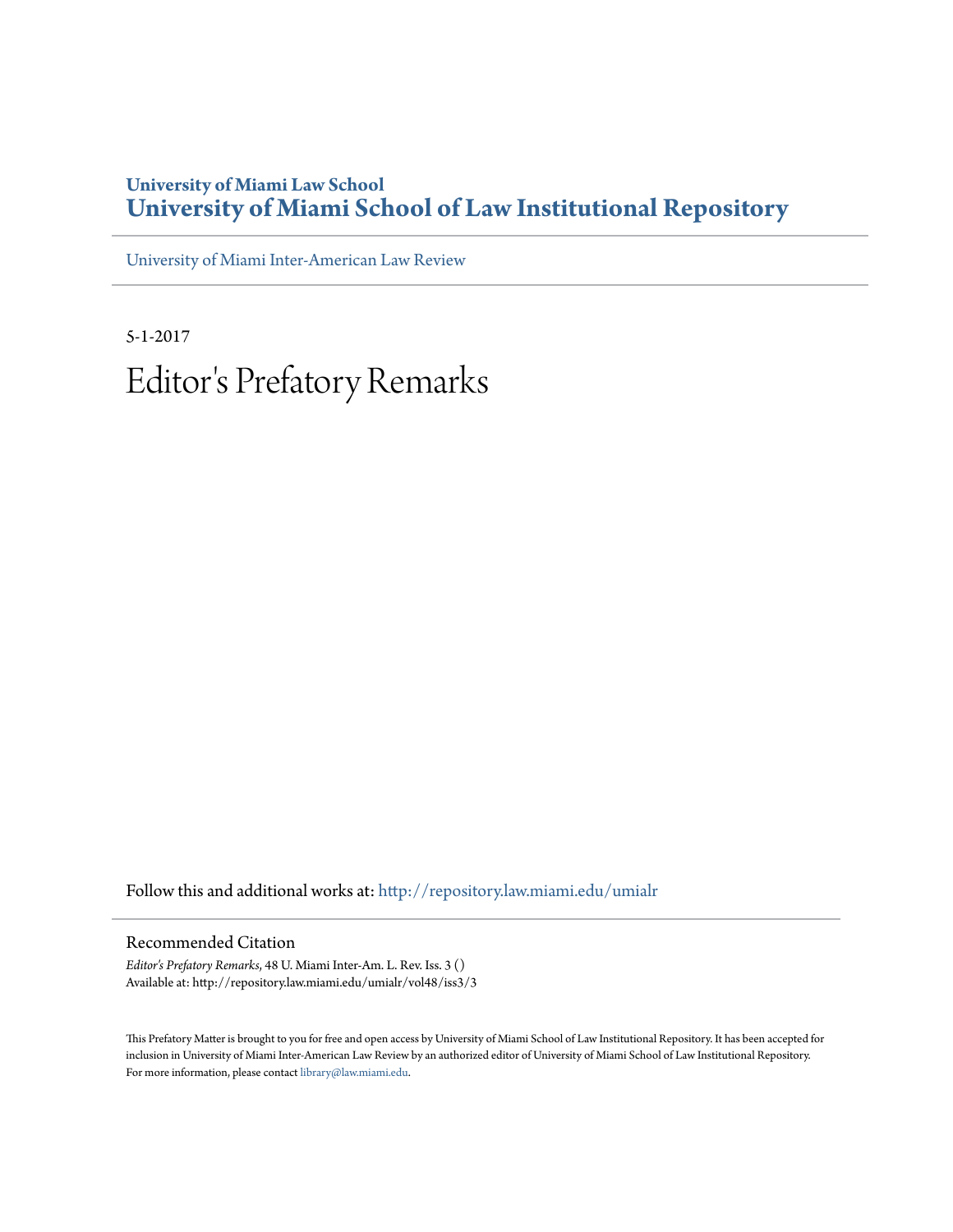**University of Miami Law School**
# University of Miami School of Law Institutional Repository

University of Miami Inter-American Law Review

5-1-2017

# Editor's Prefatory Remarks

Follow this and additional works at: http://repository.law.miami.edu/umialr

## Recommended Citation

*Editor's Prefatory Remarks*, 48 U. Miami Inter-Am. L. Rev. Iss. 3 ()
Available at: http://repository.law.miami.edu/umialr/vol48/iss3/3

This Prefatory Matter is brought to you for free and open access by University of Miami School of Law Institutional Repository. It has been accepted for inclusion in University of Miami Inter-American Law Review by an authorized editor of University of Miami School of Law Institutional Repository. For more information, please contact library@law.miami.edu.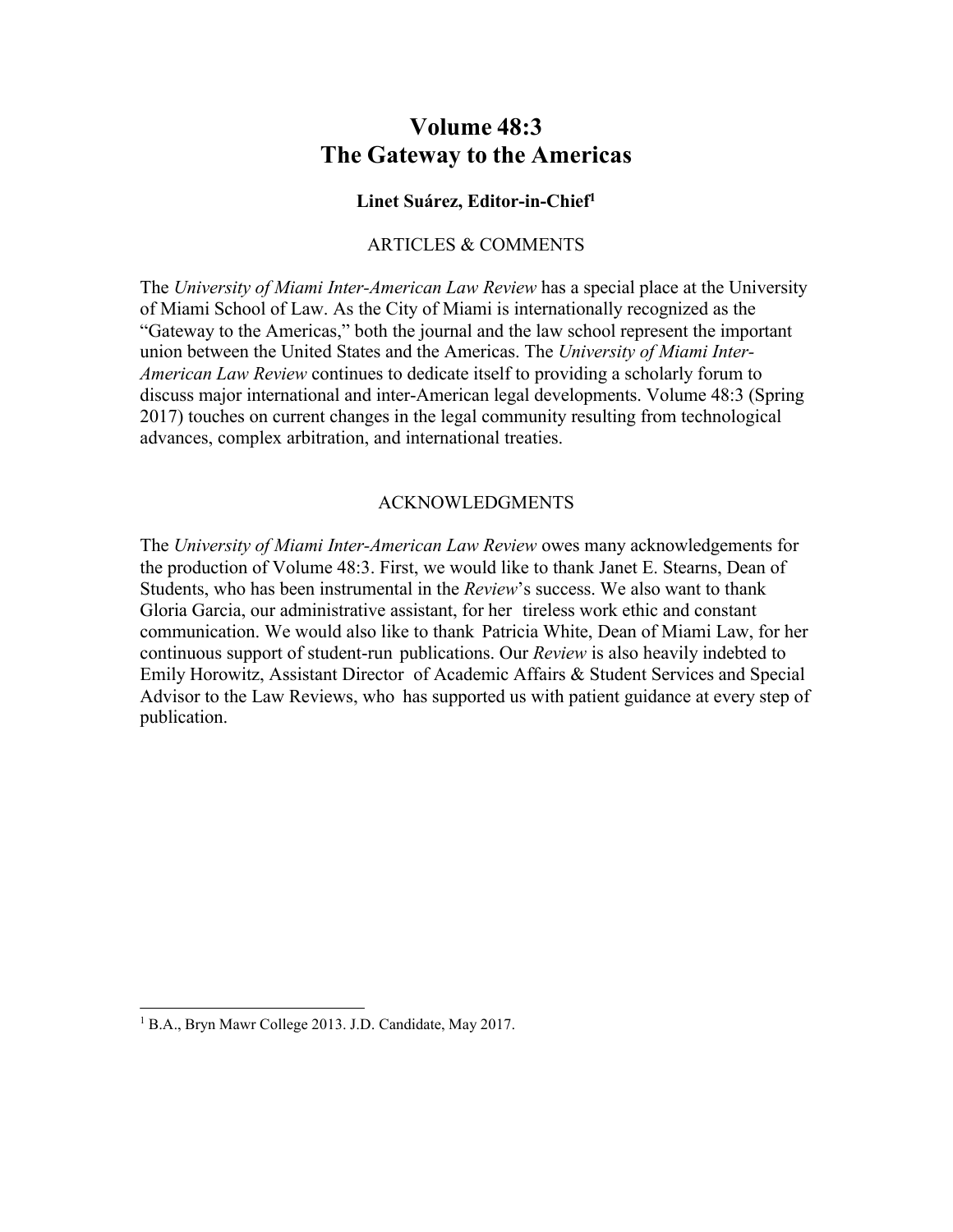# Volume 48:3
# The Gateway to the Americas

**Linet Suárez, Editor-in-Chief[1]**

ARTICLES & COMMENTS

The *University of Miami Inter-American Law Review* has a special place at the University of Miami School of Law. As the City of Miami is internationally recognized as the "Gateway to the Americas," both the journal and the law school represent the important union between the United States and the Americas. The *University of Miami Inter-American Law Review* continues to dedicate itself to providing a scholarly forum to discuss major international and inter-American legal developments. Volume 48:3 (Spring 2017) touches on current changes in the legal community resulting from technological advances, complex arbitration, and international treaties.

ACKNOWLEDGMENTS

The *University of Miami Inter-American Law Review* owes many acknowledgements for the production of Volume 48:3. First, we would like to thank Janet E. Stearns, Dean of Students, who has been instrumental in the *Review*'s success. We also want to thank Gloria Garcia, our administrative assistant, for her tireless work ethic and constant communication. We would also like to thank Patricia White, Dean of Miami Law, for her continuous support of student-run publications. Our *Review* is also heavily indebted to Emily Horowitz, Assistant Director of Academic Affairs & Student Services and Special Advisor to the Law Reviews, who has supported us with patient guidance at every step of publication.

[1] B.A., Bryn Mawr College 2013. J.D. Candidate, May 2017.